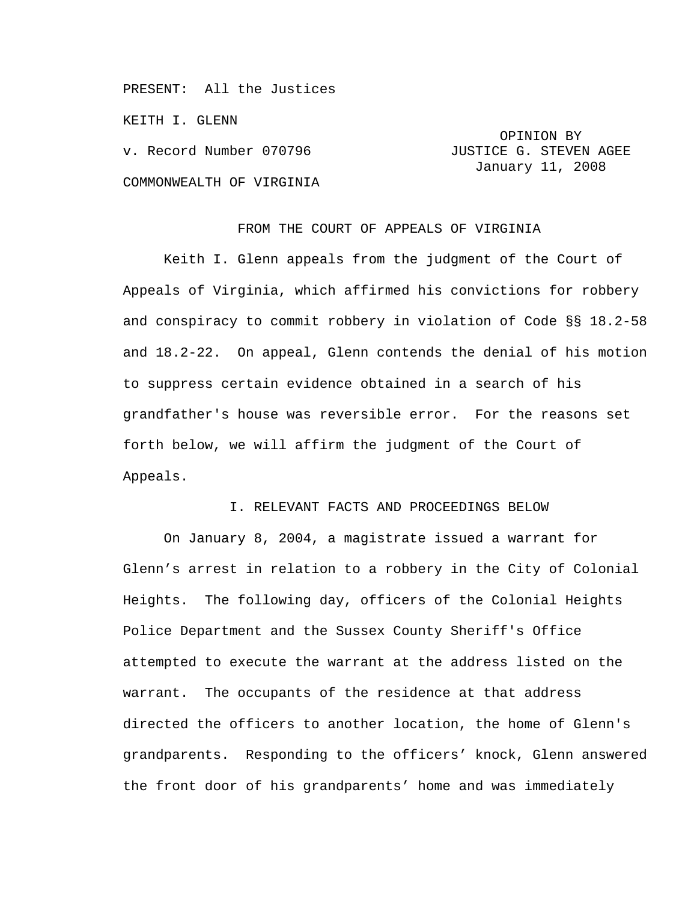PRESENT: All the Justices

KEITH I. GLENN

v. Record Number 070796

COMMONWEALTH OF VIRGINIA

OPINION BY
JUSTICE G. STEVEN AGEE
January 11, 2008

FROM THE COURT OF APPEALS OF VIRGINIA

Keith I. Glenn appeals from the judgment of the Court of Appeals of Virginia, which affirmed his convictions for robbery and conspiracy to commit robbery in violation of Code §§ 18.2-58 and 18.2-22. On appeal, Glenn contends the denial of his motion to suppress certain evidence obtained in a search of his grandfather's house was reversible error. For the reasons set forth below, we will affirm the judgment of the Court of Appeals.

## I. RELEVANT FACTS AND PROCEEDINGS BELOW

On January 8, 2004, a magistrate issued a warrant for Glenn's arrest in relation to a robbery in the City of Colonial Heights. The following day, officers of the Colonial Heights Police Department and the Sussex County Sheriff's Office attempted to execute the warrant at the address listed on the warrant. The occupants of the residence at that address directed the officers to another location, the home of Glenn's grandparents. Responding to the officers' knock, Glenn answered the front door of his grandparents' home and was immediately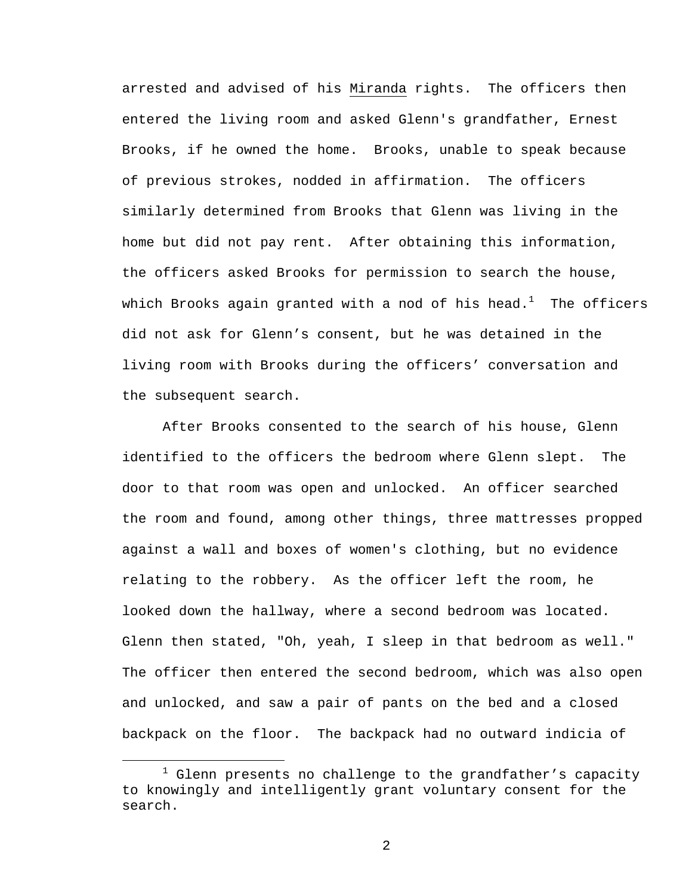arrested and advised of his Miranda rights. The officers then entered the living room and asked Glenn's grandfather, Ernest Brooks, if he owned the home. Brooks, unable to speak because of previous strokes, nodded in affirmation. The officers similarly determined from Brooks that Glenn was living in the home but did not pay rent. After obtaining this information, the officers asked Brooks for permission to search the house, which Brooks again granted with a nod of his head.[1] The officers did not ask for Glenn's consent, but he was detained in the living room with Brooks during the officers' conversation and the subsequent search.

After Brooks consented to the search of his house, Glenn identified to the officers the bedroom where Glenn slept. The door to that room was open and unlocked. An officer searched the room and found, among other things, three mattresses propped against a wall and boxes of women's clothing, but no evidence relating to the robbery. As the officer left the room, he looked down the hallway, where a second bedroom was located. Glenn then stated, "Oh, yeah, I sleep in that bedroom as well." The officer then entered the second bedroom, which was also open and unlocked, and saw a pair of pants on the bed and a closed backpack on the floor. The backpack had no outward indicia of

[1] Glenn presents no challenge to the grandfather's capacity to knowingly and intelligently grant voluntary consent for the search.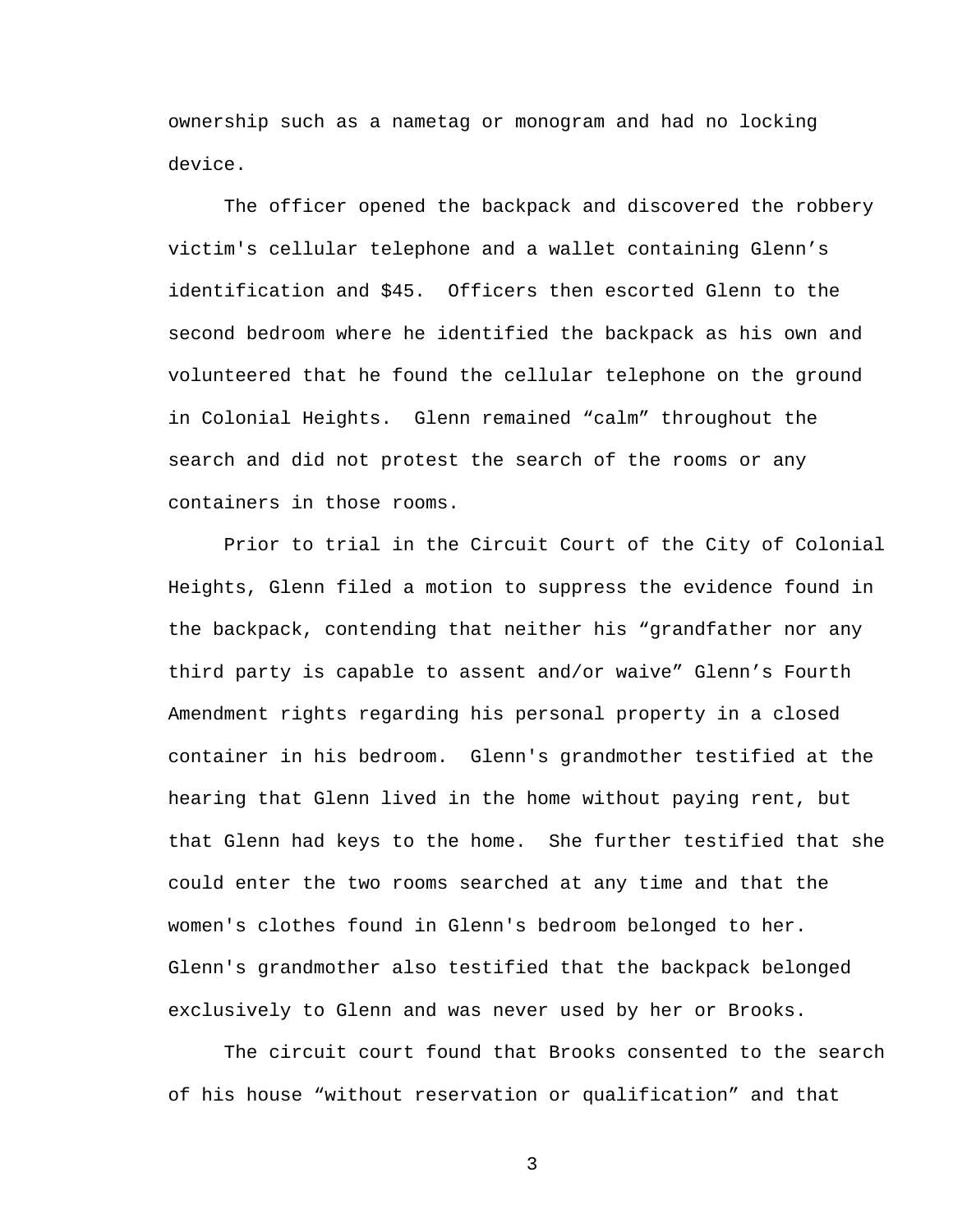ownership such as a nametag or monogram and had no locking device.

The officer opened the backpack and discovered the robbery victim's cellular telephone and a wallet containing Glenn's identification and $45. Officers then escorted Glenn to the second bedroom where he identified the backpack as his own and volunteered that he found the cellular telephone on the ground in Colonial Heights. Glenn remained "calm" throughout the search and did not protest the search of the rooms or any containers in those rooms.

Prior to trial in the Circuit Court of the City of Colonial Heights, Glenn filed a motion to suppress the evidence found in the backpack, contending that neither his "grandfather nor any third party is capable to assent and/or waive" Glenn's Fourth Amendment rights regarding his personal property in a closed container in his bedroom. Glenn's grandmother testified at the hearing that Glenn lived in the home without paying rent, but that Glenn had keys to the home. She further testified that she could enter the two rooms searched at any time and that the women's clothes found in Glenn's bedroom belonged to her. Glenn's grandmother also testified that the backpack belonged exclusively to Glenn and was never used by her or Brooks.

The circuit court found that Brooks consented to the search of his house "without reservation or qualification" and that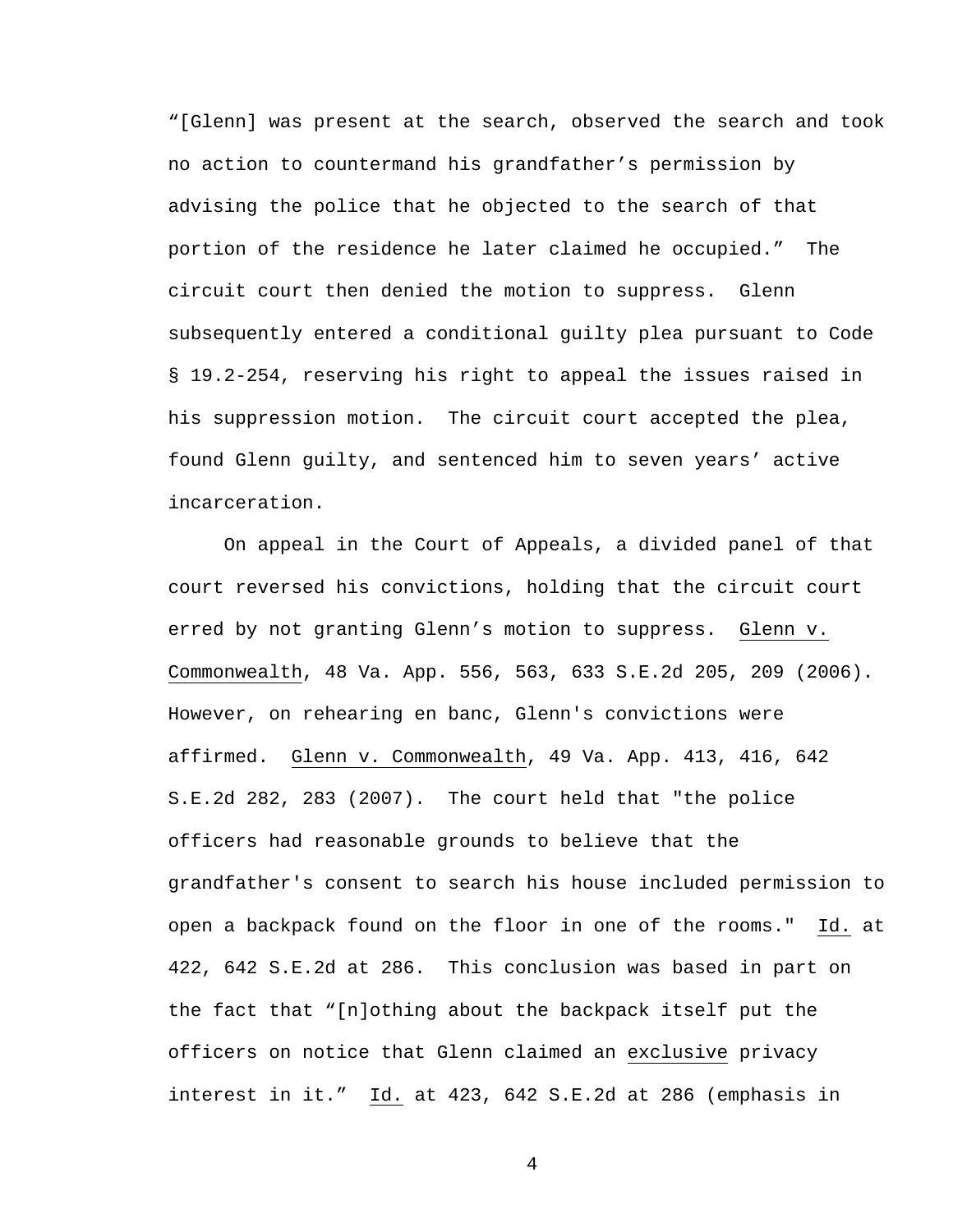"[Glenn] was present at the search, observed the search and took no action to countermand his grandfather's permission by advising the police that he objected to the search of that portion of the residence he later claimed he occupied." The circuit court then denied the motion to suppress. Glenn subsequently entered a conditional guilty plea pursuant to Code § 19.2-254, reserving his right to appeal the issues raised in his suppression motion. The circuit court accepted the plea, found Glenn guilty, and sentenced him to seven years' active incarceration.

On appeal in the Court of Appeals, a divided panel of that court reversed his convictions, holding that the circuit court erred by not granting Glenn's motion to suppress. Glenn v. Commonwealth, 48 Va. App. 556, 563, 633 S.E.2d 205, 209 (2006). However, on rehearing en banc, Glenn's convictions were affirmed. Glenn v. Commonwealth, 49 Va. App. 413, 416, 642 S.E.2d 282, 283 (2007). The court held that "the police officers had reasonable grounds to believe that the grandfather's consent to search his house included permission to open a backpack found on the floor in one of the rooms." Id. at 422, 642 S.E.2d at 286. This conclusion was based in part on the fact that "[n]othing about the backpack itself put the officers on notice that Glenn claimed an exclusive privacy interest in it." Id. at 423, 642 S.E.2d at 286 (emphasis in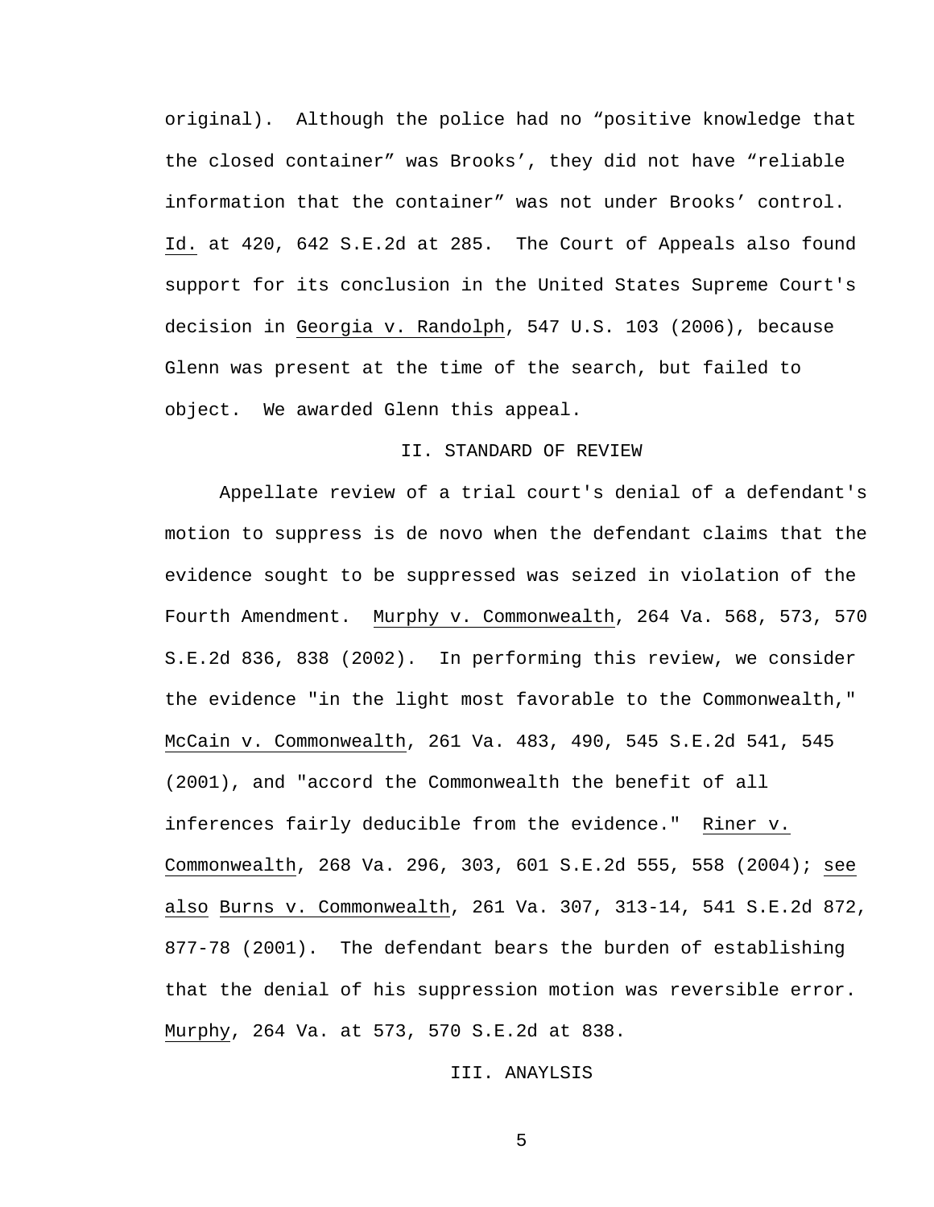original). Although the police had no “positive knowledge that the closed container” was Brooks’, they did not have “reliable information that the container” was not under Brooks’ control. Id. at 420, 642 S.E.2d at 285. The Court of Appeals also found support for its conclusion in the United States Supreme Court's decision in Georgia v. Randolph, 547 U.S. 103 (2006), because Glenn was present at the time of the search, but failed to object. We awarded Glenn this appeal.

## II. STANDARD OF REVIEW

Appellate review of a trial court's denial of a defendant's motion to suppress is de novo when the defendant claims that the evidence sought to be suppressed was seized in violation of the Fourth Amendment. Murphy v. Commonwealth, 264 Va. 568, 573, 570 S.E.2d 836, 838 (2002). In performing this review, we consider the evidence "in the light most favorable to the Commonwealth," McCain v. Commonwealth, 261 Va. 483, 490, 545 S.E.2d 541, 545 (2001), and "accord the Commonwealth the benefit of all inferences fairly deducible from the evidence." Riner v. Commonwealth, 268 Va. 296, 303, 601 S.E.2d 555, 558 (2004); see also Burns v. Commonwealth, 261 Va. 307, 313-14, 541 S.E.2d 872, 877-78 (2001). The defendant bears the burden of establishing that the denial of his suppression motion was reversible error. Murphy, 264 Va. at 573, 570 S.E.2d at 838.

## III. ANAYLSIS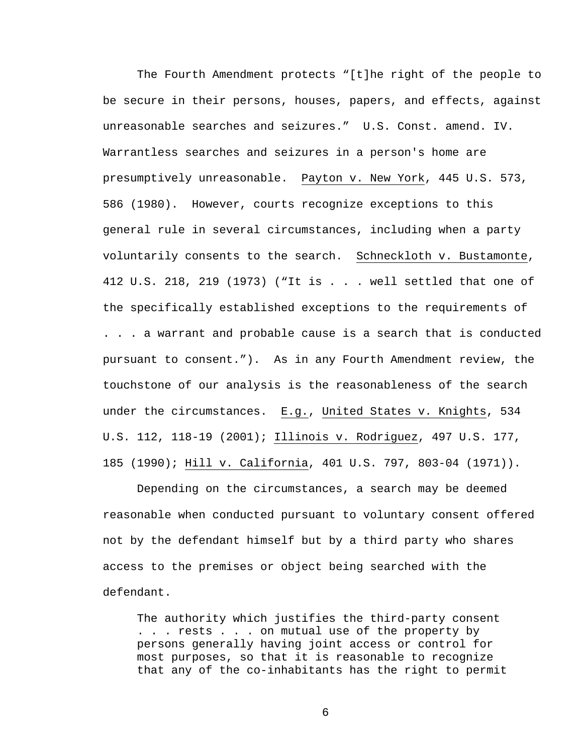The Fourth Amendment protects "[t]he right of the people to be secure in their persons, houses, papers, and effects, against unreasonable searches and seizures." U.S. Const. amend. IV. Warrantless searches and seizures in a person's home are presumptively unreasonable. Payton v. New York, 445 U.S. 573, 586 (1980). However, courts recognize exceptions to this general rule in several circumstances, including when a party voluntarily consents to the search. Schneckloth v. Bustamonte, 412 U.S. 218, 219 (1973) ("It is . . . well settled that one of the specifically established exceptions to the requirements of . . . a warrant and probable cause is a search that is conducted pursuant to consent."). As in any Fourth Amendment review, the touchstone of our analysis is the reasonableness of the search under the circumstances. E.g., United States v. Knights, 534 U.S. 112, 118-19 (2001); Illinois v. Rodriguez, 497 U.S. 177, 185 (1990); Hill v. California, 401 U.S. 797, 803-04 (1971)).

Depending on the circumstances, a search may be deemed reasonable when conducted pursuant to voluntary consent offered not by the defendant himself but by a third party who shares access to the premises or object being searched with the defendant.

> The authority which justifies the third-party consent . . . rests . . . on mutual use of the property by persons generally having joint access or control for most purposes, so that it is reasonable to recognize that any of the co-inhabitants has the right to permit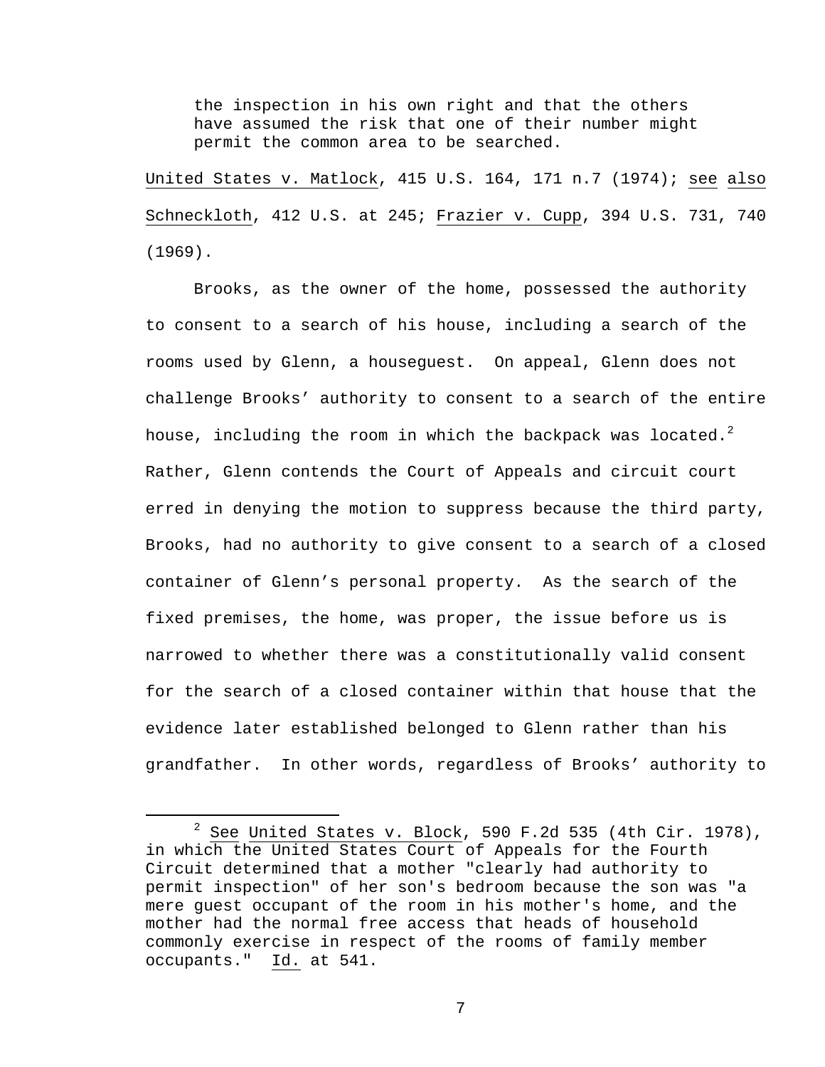> the inspection in his own right and that the others have assumed the risk that one of their number might permit the common area to be searched.

United States v. Matlock, 415 U.S. 164, 171 n.7 (1974); see also Schneckloth, 412 U.S. at 245; Frazier v. Cupp, 394 U.S. 731, 740 (1969).

Brooks, as the owner of the home, possessed the authority to consent to a search of his house, including a search of the rooms used by Glenn, a houseguest. On appeal, Glenn does not challenge Brooks' authority to consent to a search of the entire house, including the room in which the backpack was located.[2] Rather, Glenn contends the Court of Appeals and circuit court erred in denying the motion to suppress because the third party, Brooks, had no authority to give consent to a search of a closed container of Glenn's personal property. As the search of the fixed premises, the home, was proper, the issue before us is narrowed to whether there was a constitutionally valid consent for the search of a closed container within that house that the evidence later established belonged to Glenn rather than his grandfather. In other words, regardless of Brooks' authority to

---

[2] See United States v. Block, 590 F.2d 535 (4th Cir. 1978), in which the United States Court of Appeals for the Fourth Circuit determined that a mother "clearly had authority to permit inspection" of her son's bedroom because the son was "a mere guest occupant of the room in his mother's home, and the mother had the normal free access that heads of household commonly exercise in respect of the rooms of family member occupants." Id. at 541.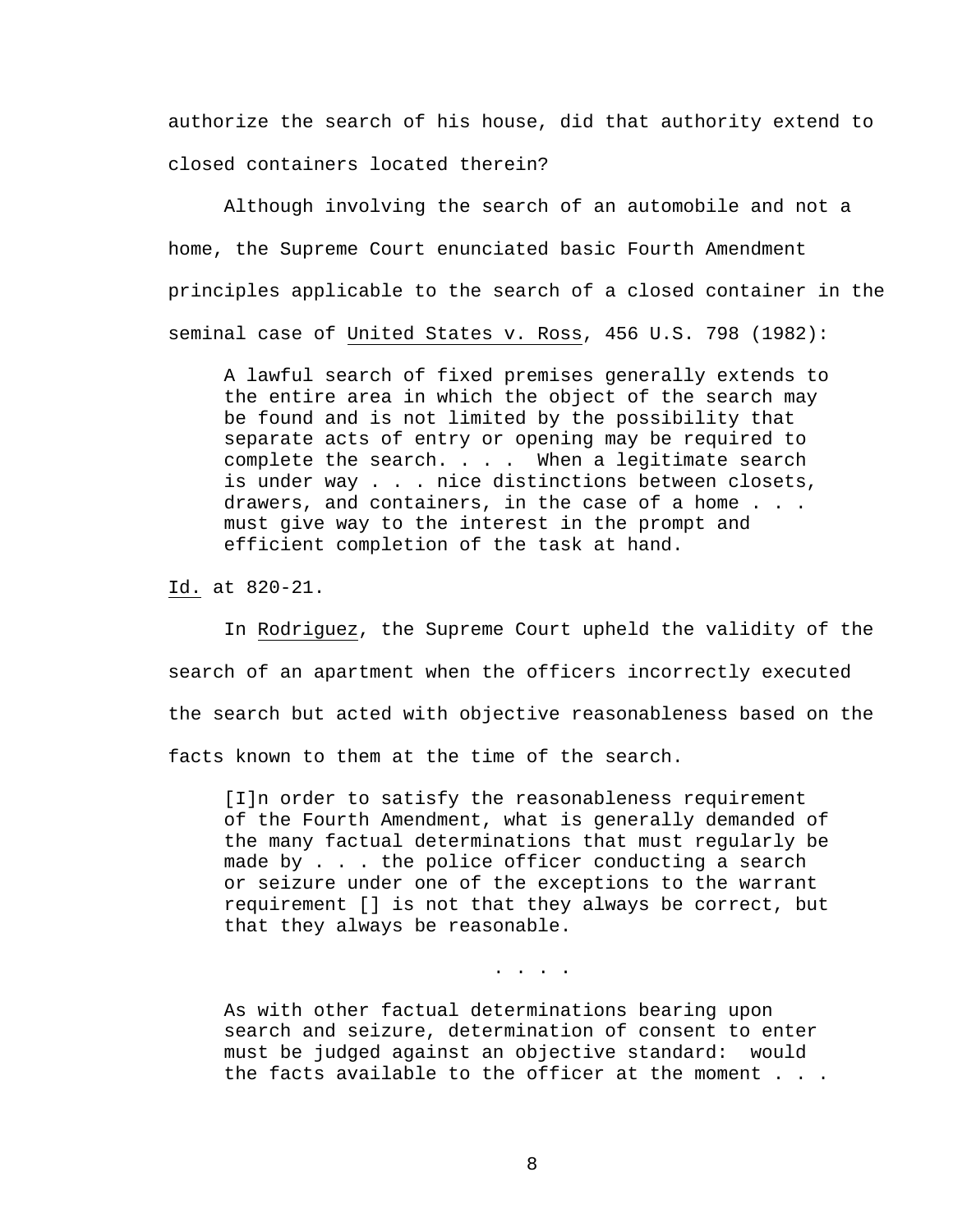authorize the search of his house, did that authority extend to closed containers located therein?

Although involving the search of an automobile and not a home, the Supreme Court enunciated basic Fourth Amendment principles applicable to the search of a closed container in the seminal case of United States v. Ross, 456 U.S. 798 (1982):

> A lawful search of fixed premises generally extends to the entire area in which the object of the search may be found and is not limited by the possibility that separate acts of entry or opening may be required to complete the search. . . . When a legitimate search is under way . . . nice distinctions between closets, drawers, and containers, in the case of a home . . . must give way to the interest in the prompt and efficient completion of the task at hand.

Id. at 820-21.

In Rodriguez, the Supreme Court upheld the validity of the search of an apartment when the officers incorrectly executed the search but acted with objective reasonableness based on the facts known to them at the time of the search.

> [I]n order to satisfy the reasonableness requirement of the Fourth Amendment, what is generally demanded of the many factual determinations that must regularly be made by . . . the police officer conducting a search or seizure under one of the exceptions to the warrant requirement [] is not that they always be correct, but that they always be reasonable.
>
> . . . .
>
> As with other factual determinations bearing upon search and seizure, determination of consent to enter must be judged against an objective standard: would the facts available to the officer at the moment . . .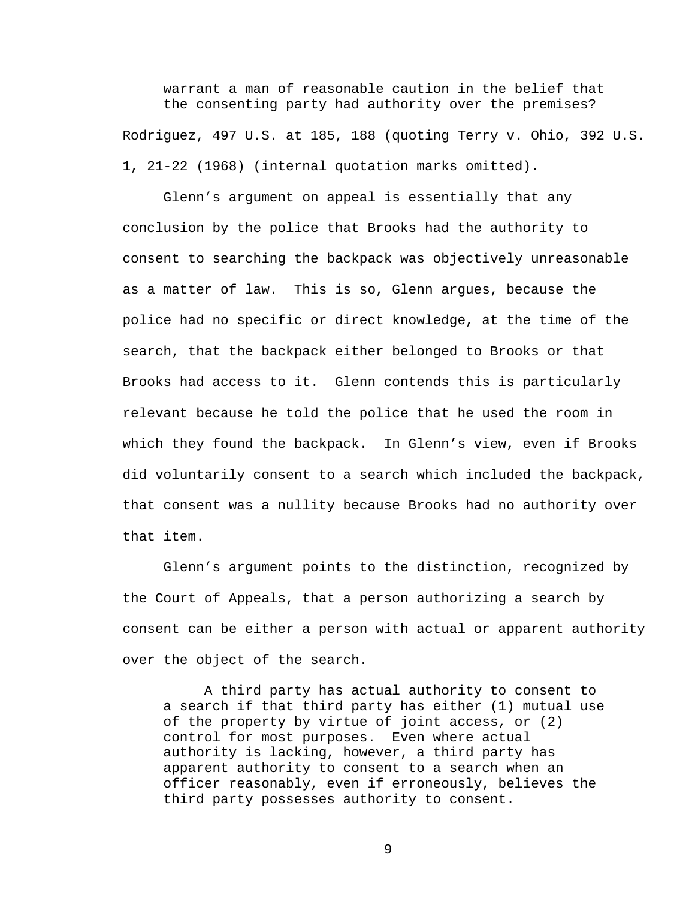> warrant a man of reasonable caution in the belief that the consenting party had authority over the premises?

Rodriguez, 497 U.S. at 185, 188 (quoting Terry v. Ohio, 392 U.S. 1, 21-22 (1968) (internal quotation marks omitted).

Glenn's argument on appeal is essentially that any conclusion by the police that Brooks had the authority to consent to searching the backpack was objectively unreasonable as a matter of law. This is so, Glenn argues, because the police had no specific or direct knowledge, at the time of the search, that the backpack either belonged to Brooks or that Brooks had access to it. Glenn contends this is particularly relevant because he told the police that he used the room in which they found the backpack. In Glenn's view, even if Brooks did voluntarily consent to a search which included the backpack, that consent was a nullity because Brooks had no authority over that item.

Glenn's argument points to the distinction, recognized by the Court of Appeals, that a person authorizing a search by consent can be either a person with actual or apparent authority over the object of the search.

> A third party has actual authority to consent to a search if that third party has either (1) mutual use of the property by virtue of joint access, or (2) control for most purposes. Even where actual authority is lacking, however, a third party has apparent authority to consent to a search when an officer reasonably, even if erroneously, believes the third party possesses authority to consent.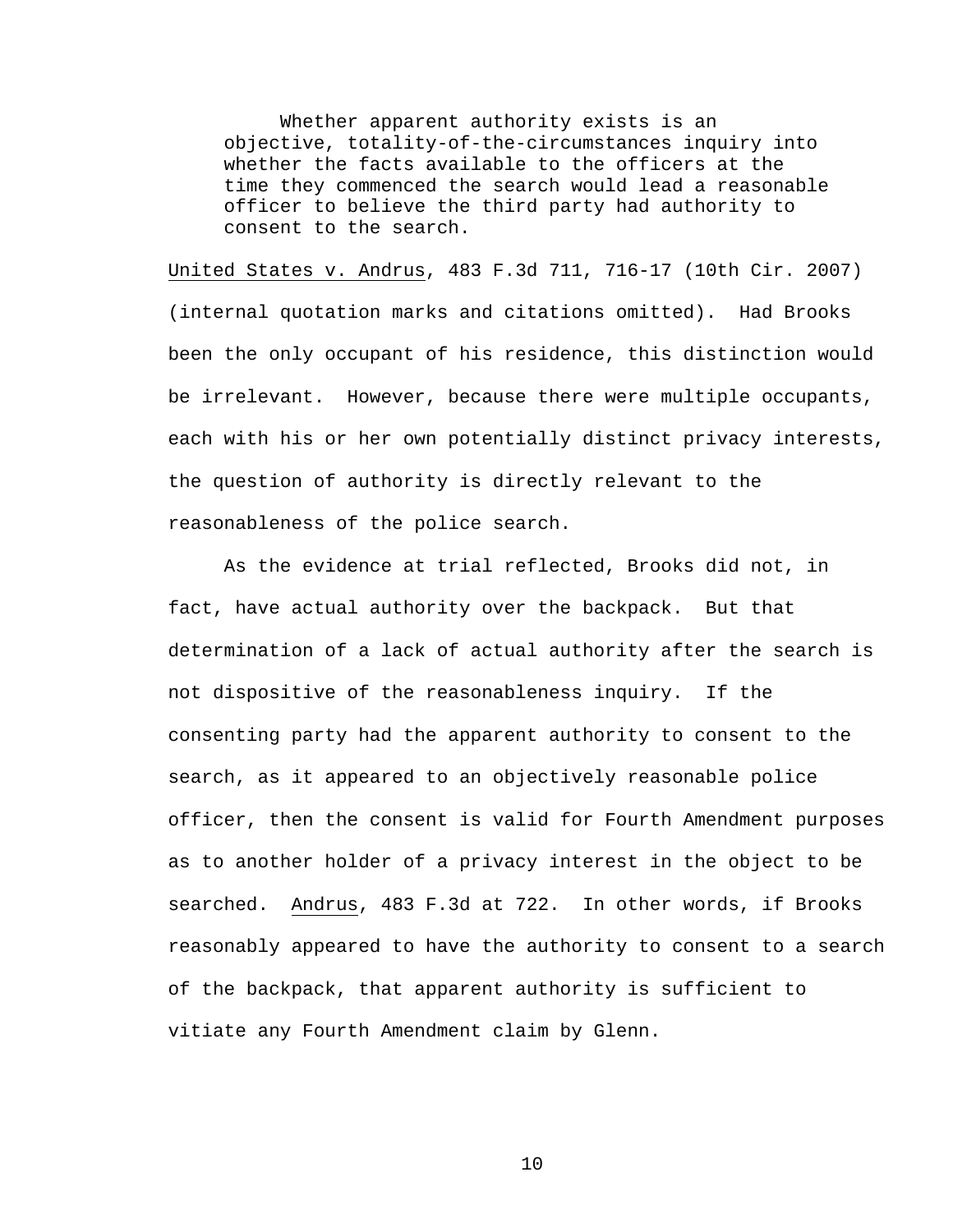> Whether apparent authority exists is an objective, totality-of-the-circumstances inquiry into whether the facts available to the officers at the time they commenced the search would lead a reasonable officer to believe the third party had authority to consent to the search.

United States v. Andrus, 483 F.3d 711, 716-17 (10th Cir. 2007) (internal quotation marks and citations omitted). Had Brooks been the only occupant of his residence, this distinction would be irrelevant. However, because there were multiple occupants, each with his or her own potentially distinct privacy interests, the question of authority is directly relevant to the reasonableness of the police search.

As the evidence at trial reflected, Brooks did not, in fact, have actual authority over the backpack. But that determination of a lack of actual authority after the search is not dispositive of the reasonableness inquiry. If the consenting party had the apparent authority to consent to the search, as it appeared to an objectively reasonable police officer, then the consent is valid for Fourth Amendment purposes as to another holder of a privacy interest in the object to be searched. Andrus, 483 F.3d at 722. In other words, if Brooks reasonably appeared to have the authority to consent to a search of the backpack, that apparent authority is sufficient to vitiate any Fourth Amendment claim by Glenn.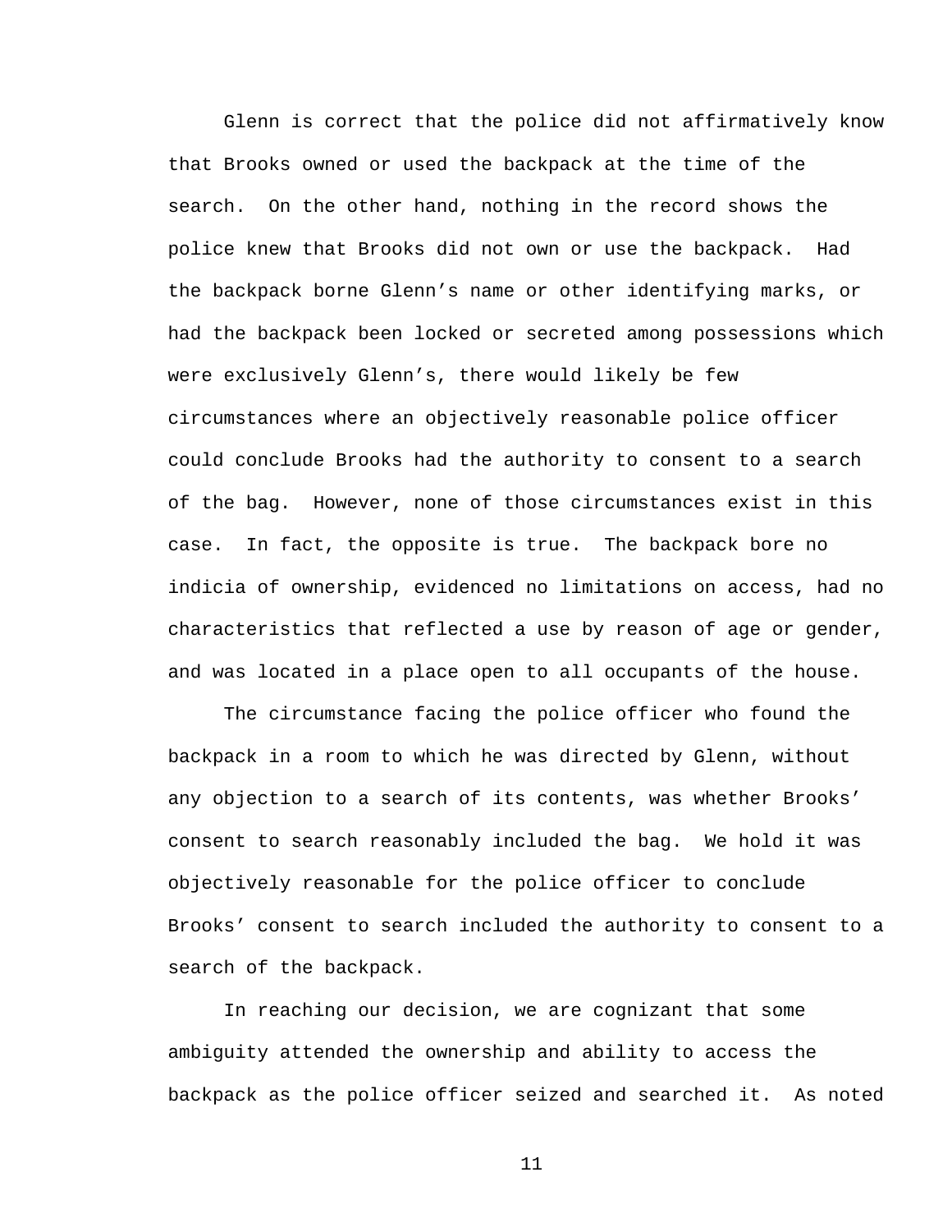Glenn is correct that the police did not affirmatively know that Brooks owned or used the backpack at the time of the search. On the other hand, nothing in the record shows the police knew that Brooks did not own or use the backpack. Had the backpack borne Glenn's name or other identifying marks, or had the backpack been locked or secreted among possessions which were exclusively Glenn's, there would likely be few circumstances where an objectively reasonable police officer could conclude Brooks had the authority to consent to a search of the bag. However, none of those circumstances exist in this case. In fact, the opposite is true. The backpack bore no indicia of ownership, evidenced no limitations on access, had no characteristics that reflected a use by reason of age or gender, and was located in a place open to all occupants of the house.

The circumstance facing the police officer who found the backpack in a room to which he was directed by Glenn, without any objection to a search of its contents, was whether Brooks' consent to search reasonably included the bag. We hold it was objectively reasonable for the police officer to conclude Brooks' consent to search included the authority to consent to a search of the backpack.

In reaching our decision, we are cognizant that some ambiguity attended the ownership and ability to access the backpack as the police officer seized and searched it. As noted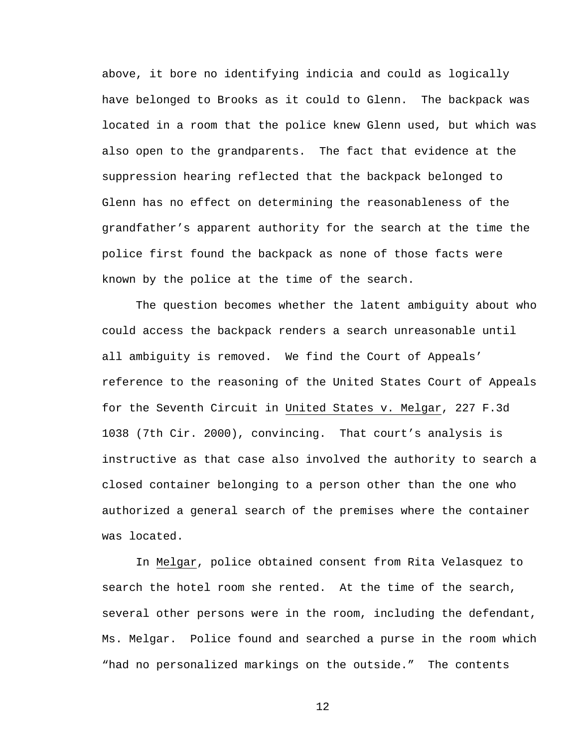above, it bore no identifying indicia and could as logically have belonged to Brooks as it could to Glenn. The backpack was located in a room that the police knew Glenn used, but which was also open to the grandparents. The fact that evidence at the suppression hearing reflected that the backpack belonged to Glenn has no effect on determining the reasonableness of the grandfather's apparent authority for the search at the time the police first found the backpack as none of those facts were known by the police at the time of the search.

The question becomes whether the latent ambiguity about who could access the backpack renders a search unreasonable until all ambiguity is removed. We find the Court of Appeals' reference to the reasoning of the United States Court of Appeals for the Seventh Circuit in United States v. Melgar, 227 F.3d 1038 (7th Cir. 2000), convincing. That court's analysis is instructive as that case also involved the authority to search a closed container belonging to a person other than the one who authorized a general search of the premises where the container was located.

In Melgar, police obtained consent from Rita Velasquez to search the hotel room she rented. At the time of the search, several other persons were in the room, including the defendant, Ms. Melgar. Police found and searched a purse in the room which "had no personalized markings on the outside." The contents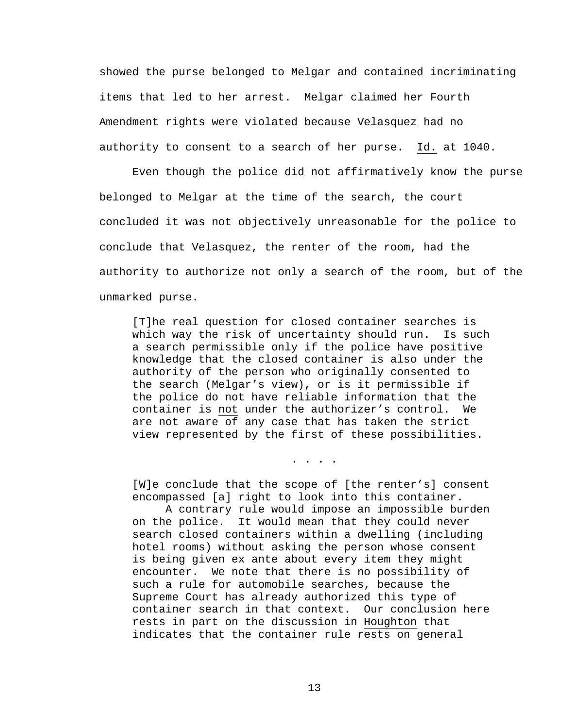showed the purse belonged to Melgar and contained incriminating items that led to her arrest. Melgar claimed her Fourth Amendment rights were violated because Velasquez had no authority to consent to a search of her purse. Id. at 1040.

Even though the police did not affirmatively know the purse belonged to Melgar at the time of the search, the court concluded it was not objectively unreasonable for the police to conclude that Velasquez, the renter of the room, had the authority to authorize not only a search of the room, but of the unmarked purse.

> [T]he real question for closed container searches is which way the risk of uncertainty should run. Is such a search permissible only if the police have positive knowledge that the closed container is also under the authority of the person who originally consented to the search (Melgar's view), or is it permissible if the police do not have reliable information that the container is not under the authorizer's control. We are not aware of any case that has taken the strict view represented by the first of these possibilities.
>
> . . . .
>
> [W]e conclude that the scope of [the renter's] consent encompassed [a] right to look into this container.
>
> A contrary rule would impose an impossible burden on the police. It would mean that they could never search closed containers within a dwelling (including hotel rooms) without asking the person whose consent is being given ex ante about every item they might encounter. We note that there is no possibility of such a rule for automobile searches, because the Supreme Court has already authorized this type of container search in that context. Our conclusion here rests in part on the discussion in Houghton that indicates that the container rule rests on general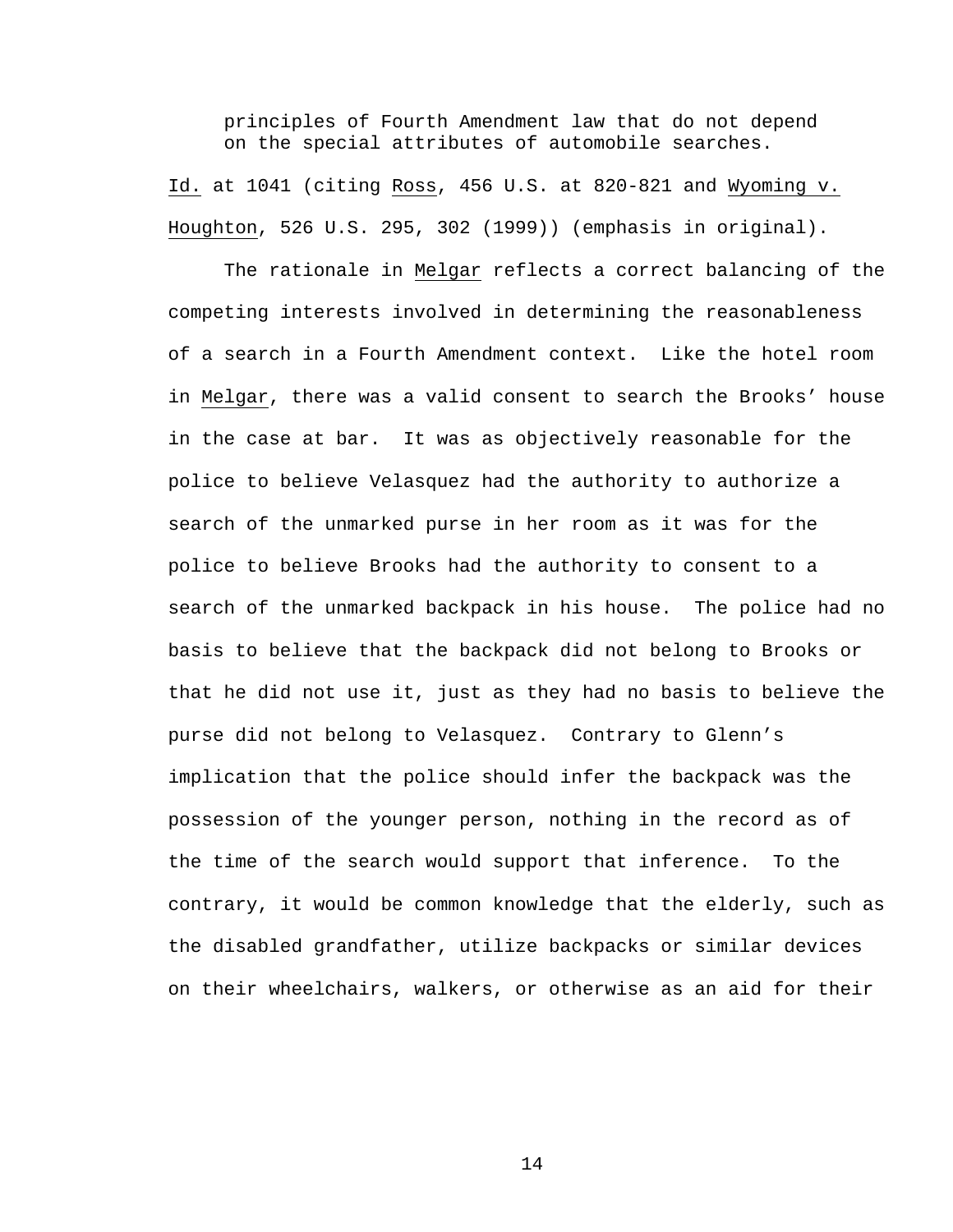> principles of Fourth Amendment law that do not depend on the special attributes of automobile searches.

Id. at 1041 (citing Ross, 456 U.S. at 820-821 and Wyoming v. Houghton, 526 U.S. 295, 302 (1999)) (emphasis in original).

The rationale in Melgar reflects a correct balancing of the competing interests involved in determining the reasonableness of a search in a Fourth Amendment context. Like the hotel room in Melgar, there was a valid consent to search the Brooks' house in the case at bar. It was as objectively reasonable for the police to believe Velasquez had the authority to authorize a search of the unmarked purse in her room as it was for the police to believe Brooks had the authority to consent to a search of the unmarked backpack in his house. The police had no basis to believe that the backpack did not belong to Brooks or that he did not use it, just as they had no basis to believe the purse did not belong to Velasquez. Contrary to Glenn's implication that the police should infer the backpack was the possession of the younger person, nothing in the record as of the time of the search would support that inference. To the contrary, it would be common knowledge that the elderly, such as the disabled grandfather, utilize backpacks or similar devices on their wheelchairs, walkers, or otherwise as an aid for their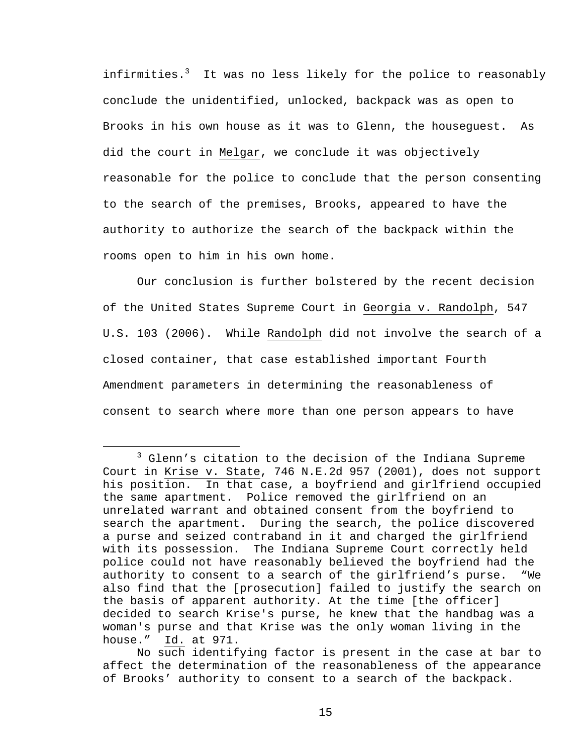infirmities.[3] It was no less likely for the police to reasonably conclude the unidentified, unlocked, backpack was as open to Brooks in his own house as it was to Glenn, the houseguest. As did the court in Melgar, we conclude it was objectively reasonable for the police to conclude that the person consenting to the search of the premises, Brooks, appeared to have the authority to authorize the search of the backpack within the rooms open to him in his own home.

Our conclusion is further bolstered by the recent decision of the United States Supreme Court in Georgia v. Randolph, 547 U.S. 103 (2006). While Randolph did not involve the search of a closed container, that case established important Fourth Amendment parameters in determining the reasonableness of consent to search where more than one person appears to have

---

[3] Glenn's citation to the decision of the Indiana Supreme Court in Krise v. State, 746 N.E.2d 957 (2001), does not support his position. In that case, a boyfriend and girlfriend occupied the same apartment. Police removed the girlfriend on an unrelated warrant and obtained consent from the boyfriend to search the apartment. During the search, the police discovered a purse and seized contraband in it and charged the girlfriend with its possession. The Indiana Supreme Court correctly held police could not have reasonably believed the boyfriend had the authority to consent to a search of the girlfriend's purse. "We also find that the [prosecution] failed to justify the search on the basis of apparent authority. At the time [the officer] decided to search Krise's purse, he knew that the handbag was a woman's purse and that Krise was the only woman living in the house." Id. at 971.

No such identifying factor is present in the case at bar to affect the determination of the reasonableness of the appearance of Brooks' authority to consent to a search of the backpack.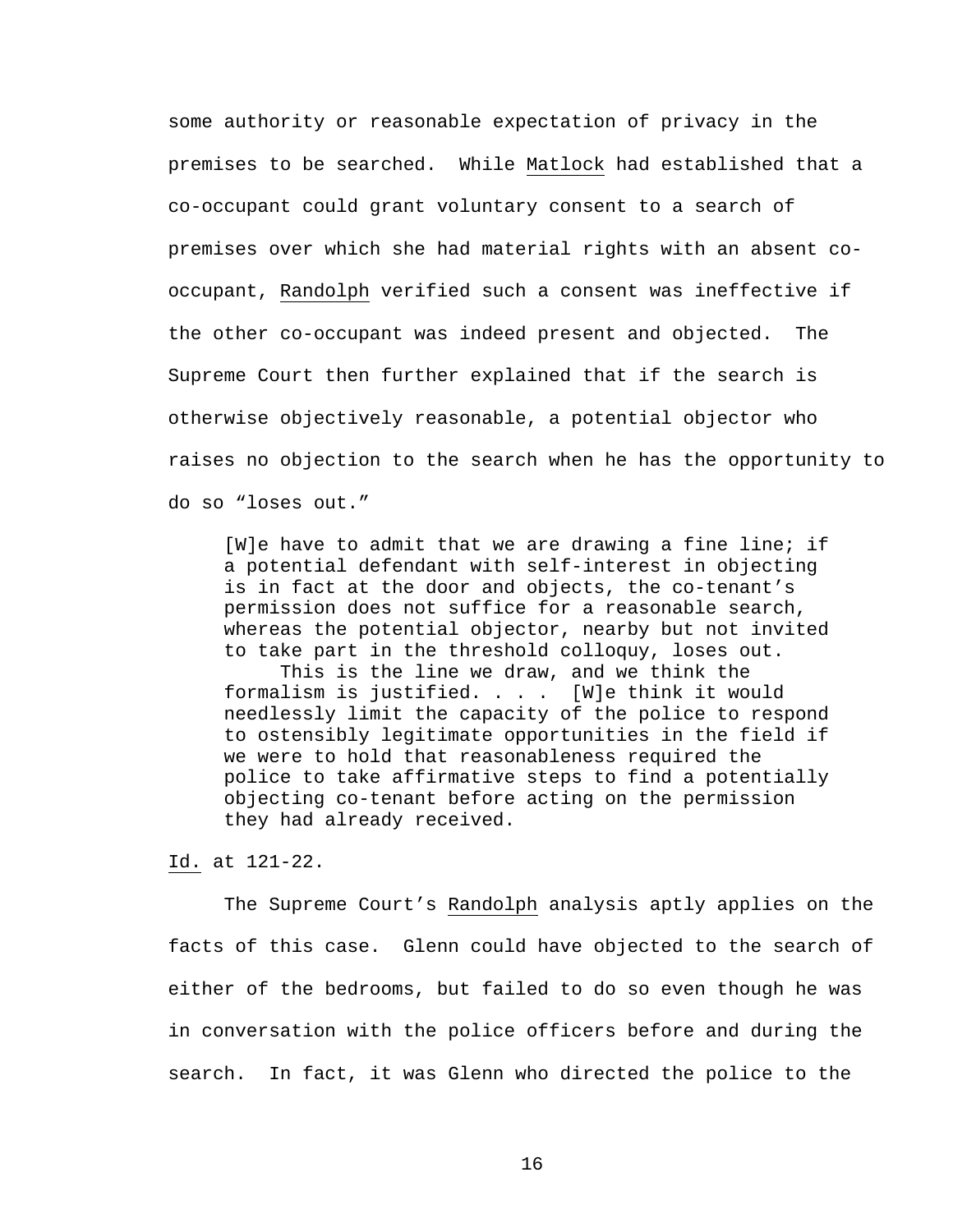some authority or reasonable expectation of privacy in the premises to be searched. While Matlock had established that a co-occupant could grant voluntary consent to a search of premises over which she had material rights with an absent co-occupant, Randolph verified such a consent was ineffective if the other co-occupant was indeed present and objected. The Supreme Court then further explained that if the search is otherwise objectively reasonable, a potential objector who raises no objection to the search when he has the opportunity to do so "loses out."

> [W]e have to admit that we are drawing a fine line; if a potential defendant with self-interest in objecting is in fact at the door and objects, the co-tenant's permission does not suffice for a reasonable search, whereas the potential objector, nearby but not invited to take part in the threshold colloquy, loses out.
>
> This is the line we draw, and we think the formalism is justified. . . . [W]e think it would needlessly limit the capacity of the police to respond to ostensibly legitimate opportunities in the field if we were to hold that reasonableness required the police to take affirmative steps to find a potentially objecting co-tenant before acting on the permission they had already received.

Id. at 121-22.

The Supreme Court's Randolph analysis aptly applies on the facts of this case. Glenn could have objected to the search of either of the bedrooms, but failed to do so even though he was in conversation with the police officers before and during the search. In fact, it was Glenn who directed the police to the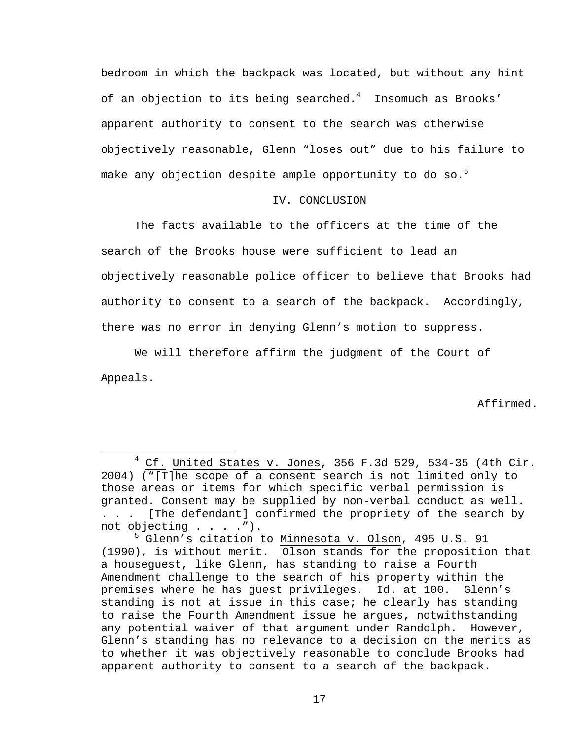bedroom in which the backpack was located, but without any hint of an objection to its being searched.[4] Insomuch as Brooks' apparent authority to consent to the search was otherwise objectively reasonable, Glenn "loses out" due to his failure to make any objection despite ample opportunity to do so.[5]

## IV. CONCLUSION

The facts available to the officers at the time of the search of the Brooks house were sufficient to lead an objectively reasonable police officer to believe that Brooks had authority to consent to a search of the backpack. Accordingly, there was no error in denying Glenn's motion to suppress.

We will therefore affirm the judgment of the Court of Appeals.

Affirmed.

---

[4] Cf. United States v. Jones, 356 F.3d 529, 534-35 (4th Cir. 2004) ("[T]he scope of a consent search is not limited only to those areas or items for which specific verbal permission is granted. Consent may be supplied by non-verbal conduct as well. . . . [The defendant] confirmed the propriety of the search by not objecting . . . .").

[5] Glenn's citation to Minnesota v. Olson, 495 U.S. 91 (1990), is without merit. Olson stands for the proposition that a houseguest, like Glenn, has standing to raise a Fourth Amendment challenge to the search of his property within the premises where he has guest privileges. Id. at 100. Glenn's standing is not at issue in this case; he clearly has standing to raise the Fourth Amendment issue he argues, notwithstanding any potential waiver of that argument under Randolph. However, Glenn's standing has no relevance to a decision on the merits as to whether it was objectively reasonable to conclude Brooks had apparent authority to consent to a search of the backpack.